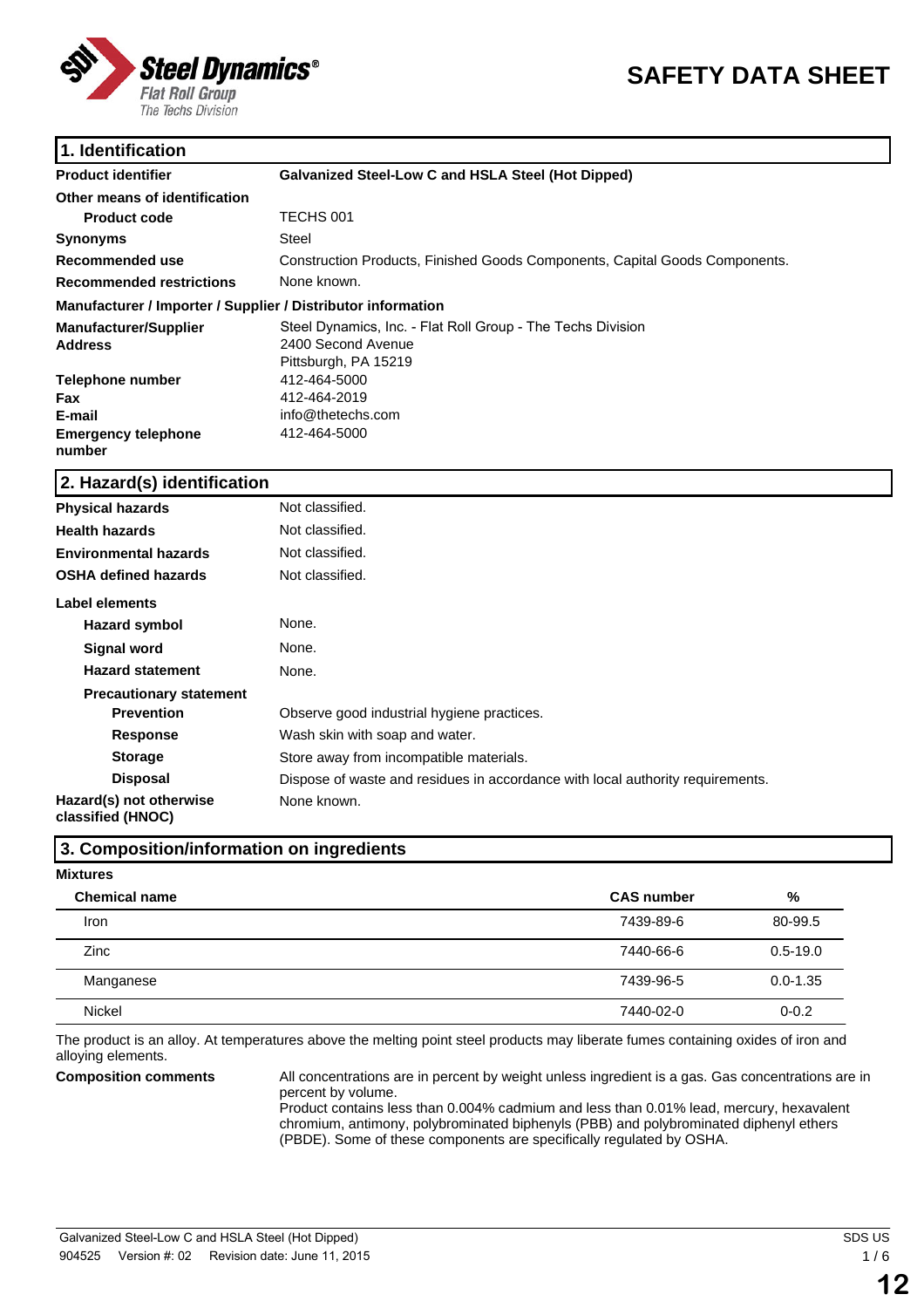# SAFETY DATA SHEET

## 1. Identification

| | |
|---|---|
| **Product identifier** | **Galvanized Steel-Low C and HSLA Steel (Hot Dipped)** |
| **Other means of identification** | |
| **Product code** | TECHS 001 |
| **Synonyms** | Steel |
| **Recommended use** | Construction Products, Finished Goods Components, Capital Goods Components. |
| **Recommended restrictions** | None known. |

**Manufacturer / Importer / Supplier / Distributor information**

| | |
|---|---|
| **Manufacturer/Supplier Address** | Steel Dynamics, Inc. - Flat Roll Group - The Techs Division<br>2400 Second Avenue<br>Pittsburgh, PA 15219 |
| **Telephone number** | 412-464-5000 |
| **Fax** | 412-464-2019 |
| **E-mail** | info@thetechs.com |
| **Emergency telephone number** | 412-464-5000 |

## 2. Hazard(s) identification

| | |
|---|---|
| **Physical hazards** | Not classified. |
| **Health hazards** | Not classified. |
| **Environmental hazards** | Not classified. |
| **OSHA defined hazards** | Not classified. |

**Label elements**

| | |
|---|---|
| **Hazard symbol** | None. |
| **Signal word** | None. |
| **Hazard statement** | None. |
| **Precautionary statement** | |
| **Prevention** | Observe good industrial hygiene practices. |
| **Response** | Wash skin with soap and water. |
| **Storage** | Store away from incompatible materials. |
| **Disposal** | Dispose of waste and residues in accordance with local authority requirements. |
| **Hazard(s) not otherwise classified (HNOC)** | None known. |

## 3. Composition/information on ingredients

**Mixtures**

| Chemical name | CAS number | % |
|---|---|---|
| Iron | 7439-89-6 | 80-99.5 |
| Zinc | 7440-66-6 | 0.5-19.0 |
| Manganese | 7439-96-5 | 0.0-1.35 |
| Nickel | 7440-02-0 | 0-0.2 |

The product is an alloy. At temperatures above the melting point steel products may liberate fumes containing oxides of iron and alloying elements.

**Composition comments**

All concentrations are in percent by weight unless ingredient is a gas. Gas concentrations are in percent by volume.
Product contains less than 0.004% cadmium and less than 0.01% lead, mercury, hexavalent chromium, antimony, polybrominated biphenyls (PBB) and polybrominated diphenyl ethers (PBDE). Some of these components are specifically regulated by OSHA.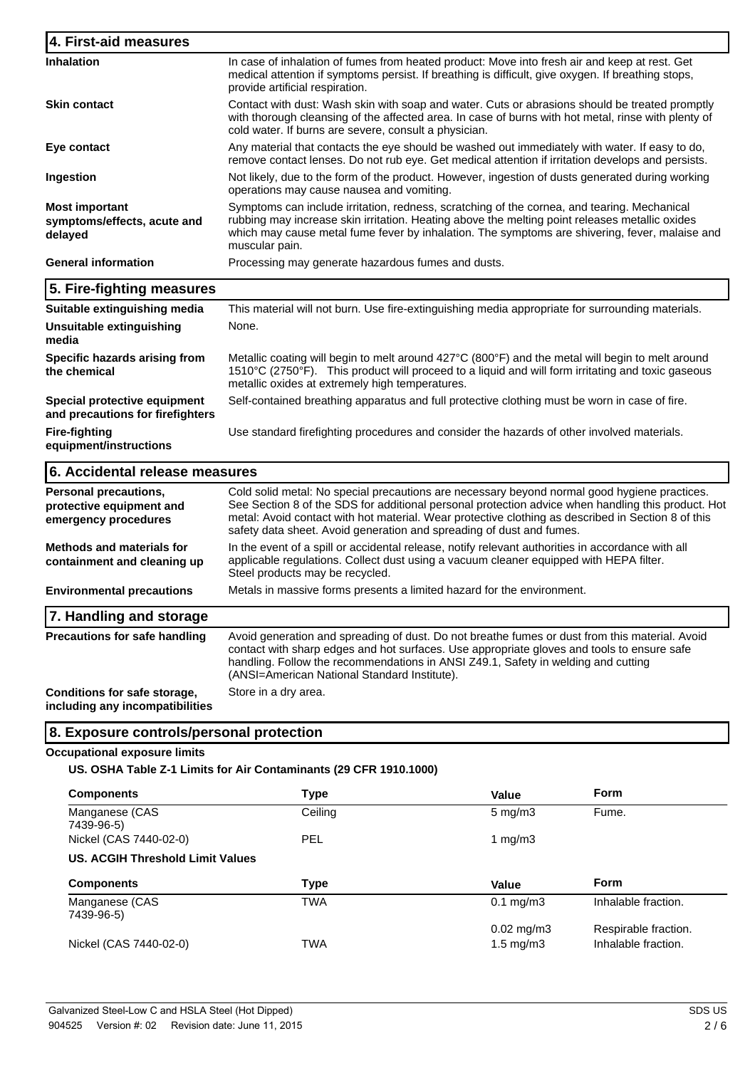## 4. First-aid measures

| | |
|---|---|
| **Inhalation** | In case of inhalation of fumes from heated product: Move into fresh air and keep at rest. Get medical attention if symptoms persist. If breathing is difficult, give oxygen. If breathing stops, provide artificial respiration. |
| **Skin contact** | Contact with dust: Wash skin with soap and water. Cuts or abrasions should be treated promptly with thorough cleansing of the affected area. In case of burns with hot metal, rinse with plenty of cold water. If burns are severe, consult a physician. |
| **Eye contact** | Any material that contacts the eye should be washed out immediately with water. If easy to do, remove contact lenses. Do not rub eye. Get medical attention if irritation develops and persists. |
| **Ingestion** | Not likely, due to the form of the product. However, ingestion of dusts generated during working operations may cause nausea and vomiting. |
| **Most important symptoms/effects, acute and delayed** | Symptoms can include irritation, redness, scratching of the cornea, and tearing. Mechanical rubbing may increase skin irritation. Heating above the melting point releases metallic oxides which may cause metal fume fever by inhalation. The symptoms are shivering, fever, malaise and muscular pain. |
| **General information** | Processing may generate hazardous fumes and dusts. |

## 5. Fire-fighting measures

| | |
|---|---|
| **Suitable extinguishing media** | This material will not burn. Use fire-extinguishing media appropriate for surrounding materials. |
| **Unsuitable extinguishing media** | None. |
| **Specific hazards arising from the chemical** | Metallic coating will begin to melt around 427°C (800°F) and the metal will begin to melt around 1510°C (2750°F). This product will proceed to a liquid and will form irritating and toxic gaseous metallic oxides at extremely high temperatures. |
| **Special protective equipment and precautions for firefighters** | Self-contained breathing apparatus and full protective clothing must be worn in case of fire. |
| **Fire-fighting equipment/instructions** | Use standard firefighting procedures and consider the hazards of other involved materials. |

## 6. Accidental release measures

| | |
|---|---|
| **Personal precautions, protective equipment and emergency procedures** | Cold solid metal: No special precautions are necessary beyond normal good hygiene practices. See Section 8 of the SDS for additional personal protection advice when handling this product. Hot metal: Avoid contact with hot material. Wear protective clothing as described in Section 8 of this safety data sheet. Avoid generation and spreading of dust and fumes. |
| **Methods and materials for containment and cleaning up** | In the event of a spill or accidental release, notify relevant authorities in accordance with all applicable regulations. Collect dust using a vacuum cleaner equipped with HEPA filter. Steel products may be recycled. |
| **Environmental precautions** | Metals in massive forms presents a limited hazard for the environment. |

## 7. Handling and storage

| | |
|---|---|
| **Precautions for safe handling** | Avoid generation and spreading of dust. Do not breathe fumes or dust from this material. Avoid contact with sharp edges and hot surfaces. Use appropriate gloves and tools to ensure safe handling. Follow the recommendations in ANSI Z49.1, Safety in welding and cutting (ANSI=American National Standard Institute). |
| **Conditions for safe storage, including any incompatibilities** | Store in a dry area. |

## 8. Exposure controls/personal protection

**Occupational exposure limits**

**US. OSHA Table Z-1 Limits for Air Contaminants (29 CFR 1910.1000)**

| Components | Type | Value | Form |
|---|---|---|---|
| Manganese (CAS 7439-96-5) | Ceiling | 5 mg/m3 | Fume. |
| Nickel (CAS 7440-02-0) | PEL | 1 mg/m3 | |

**US. ACGIH Threshold Limit Values**

| Components | Type | Value | Form |
|---|---|---|---|
| Manganese (CAS 7439-96-5) | TWA | 0.1 mg/m3 | Inhalable fraction. |
| | | 0.02 mg/m3 | Respirable fraction. |
| Nickel (CAS 7440-02-0) | TWA | 1.5 mg/m3 | Inhalable fraction. |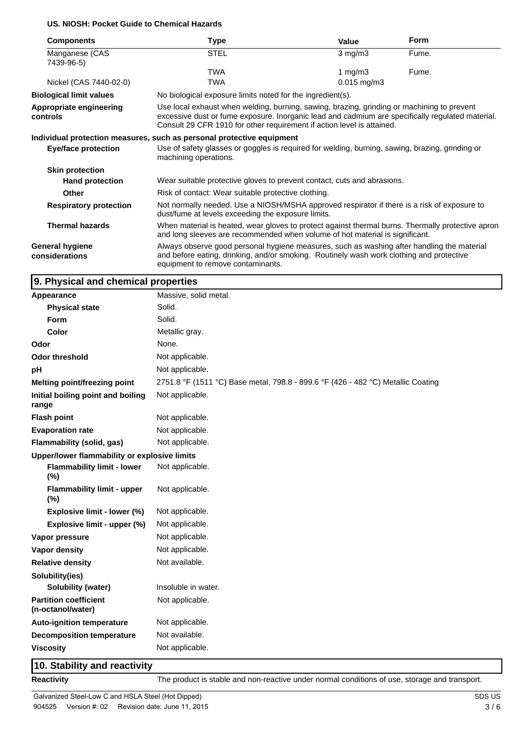**US. NIOSH: Pocket Guide to Chemical Hazards**

| Components | Type | Value | Form |
|---|---|---|---|
| Manganese (CAS 7439-96-5) | STEL | 3 mg/m3 | Fume. |
| | TWA | 1 mg/m3 | Fume. |
| Nickel (CAS 7440-02-0) | TWA | 0.015 mg/m3 | |

**Biological limit values**
No biological exposure limits noted for the ingredient(s).

**Appropriate engineering controls**
Use local exhaust when welding, burning, sawing, brazing, grinding or machining to prevent excessive dust or fume exposure. Inorganic lead and cadmium are specifically regulated material. Consult 29 CFR 1910 for other requirement if action level is attained.

**Individual protection measures, such as personal protective equipment**

**Eye/face protection**
Use of safety glasses or goggles is required for welding, burning, sawing, brazing, grinding or machining operations.

**Skin protection**

**Hand protection**
Wear suitable protective gloves to prevent contact, cuts and abrasions.

**Other**
Risk of contact: Wear suitable protective clothing.

**Respiratory protection**
Not normally needed. Use a NIOSH/MSHA approved respirator if there is a risk of exposure to dust/fume at levels exceeding the exposure limits.

**Thermal hazards**
When material is heated, wear gloves to protect against thermal burns. Thermally protective apron and long sleeves are recommended when volume of hot material is significant.

**General hygiene considerations**
Always observe good personal hygiene measures, such as washing after handling the material and before eating, drinking, and/or smoking. Routinely wash work clothing and protective equipment to remove contaminants.

## 9. Physical and chemical properties

| Property | Value |
|---|---|
| **Appearance** | Massive, solid metal. |
| **Physical state** | Solid. |
| **Form** | Solid. |
| **Color** | Metallic gray. |
| **Odor** | None. |
| **Odor threshold** | Not applicable. |
| **pH** | Not applicable. |
| **Melting point/freezing point** | 2751.8 °F (1511 °C) Base metal, 798.8 - 899.6 °F (426 - 482 °C) Metallic Coating |
| **Initial boiling point and boiling range** | Not applicable. |
| **Flash point** | Not applicable. |
| **Evaporation rate** | Not applicable. |
| **Flammability (solid, gas)** | Not applicable. |
| **Upper/lower flammability or explosive limits** | |
| **Flammability limit - lower (%)** | Not applicable. |
| **Flammability limit - upper (%)** | Not applicable. |
| **Explosive limit - lower (%)** | Not applicable. |
| **Explosive limit - upper (%)** | Not applicable. |
| **Vapor pressure** | Not applicable. |
| **Vapor density** | Not applicable. |
| **Relative density** | Not available. |
| **Solubility(ies)** | |
| **Solubility (water)** | Insoluble in water. |
| **Partition coefficient (n-octanol/water)** | Not applicable. |
| **Auto-ignition temperature** | Not applicable. |
| **Decomposition temperature** | Not available. |
| **Viscosity** | Not applicable. |

## 10. Stability and reactivity

**Reactivity**
The product is stable and non-reactive under normal conditions of use, storage and transport.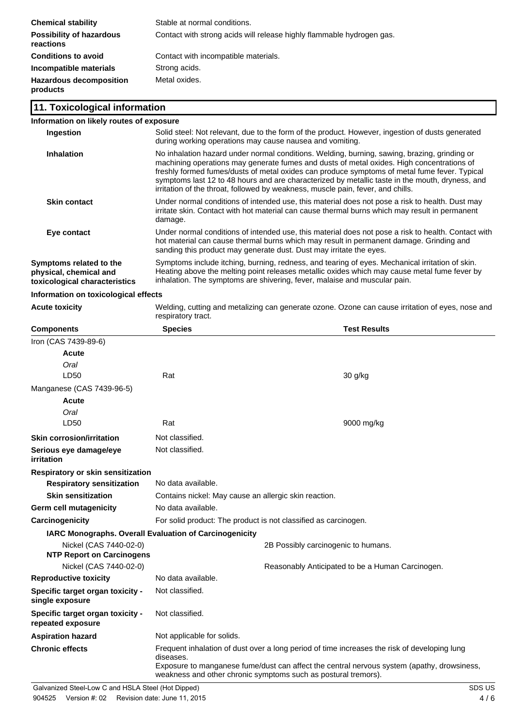| | |
|---|---|
| **Chemical stability** | Stable at normal conditions. |
| **Possibility of hazardous reactions** | Contact with strong acids will release highly flammable hydrogen gas. |
| **Conditions to avoid** | Contact with incompatible materials. |
| **Incompatible materials** | Strong acids. |
| **Hazardous decomposition products** | Metal oxides. |

## 11. Toxicological information

**Information on likely routes of exposure**

| | |
|---|---|
| **Ingestion** | Solid steel: Not relevant, due to the form of the product. However, ingestion of dusts generated during working operations may cause nausea and vomiting. |
| **Inhalation** | No inhalation hazard under normal conditions. Welding, burning, sawing, brazing, grinding or machining operations may generate fumes and dusts of metal oxides. High concentrations of freshly formed fumes/dusts of metal oxides can produce symptoms of metal fume fever. Typical symptoms last 12 to 48 hours and are characterized by metallic taste in the mouth, dryness, and irritation of the throat, followed by weakness, muscle pain, fever, and chills. |
| **Skin contact** | Under normal conditions of intended use, this material does not pose a risk to health. Dust may irritate skin. Contact with hot material can cause thermal burns which may result in permanent damage. |
| **Eye contact** | Under normal conditions of intended use, this material does not pose a risk to health. Contact with hot material can cause thermal burns which may result in permanent damage. Grinding and sanding this product may generate dust. Dust may irritate the eyes. |
| **Symptoms related to the physical, chemical and toxicological characteristics** | Symptoms include itching, burning, redness, and tearing of eyes. Mechanical irritation of skin. Heating above the melting point releases metallic oxides which may cause metal fume fever by inhalation. The symptoms are shivering, fever, malaise and muscular pain. |

**Information on toxicological effects**

| | |
|---|---|
| **Acute toxicity** | Welding, cutting and metalizing can generate ozone. Ozone can cause irritation of eyes, nose and respiratory tract. |

| Components | Species | Test Results |
|---|---|---|
| Iron (CAS 7439-89-6) | | |
| **Acute** | | |
| *Oral* | | |
| LD50 | Rat | 30 g/kg |
| Manganese (CAS 7439-96-5) | | |
| **Acute** | | |
| *Oral* | | |
| LD50 | Rat | 9000 mg/kg |

| | |
|---|---|
| **Skin corrosion/irritation** | Not classified. |
| **Serious eye damage/eye irritation** | Not classified. |
| **Respiratory or skin sensitization** | |
| **Respiratory sensitization** | No data available. |
| **Skin sensitization** | Contains nickel: May cause an allergic skin reaction. |
| **Germ cell mutagenicity** | No data available. |
| **Carcinogenicity** | For solid product: The product is not classified as carcinogen. |

**IARC Monographs. Overall Evaluation of Carcinogenicity**

| | |
|---|---|
| Nickel (CAS 7440-02-0) | 2B Possibly carcinogenic to humans. |

**NTP Report on Carcinogens**

| | |
|---|---|
| Nickel (CAS 7440-02-0) | Reasonably Anticipated to be a Human Carcinogen. |

| | |
|---|---|
| **Reproductive toxicity** | No data available. |
| **Specific target organ toxicity - single exposure** | Not classified. |
| **Specific target organ toxicity - repeated exposure** | Not classified. |
| **Aspiration hazard** | Not applicable for solids. |
| **Chronic effects** | Frequent inhalation of dust over a long period of time increases the risk of developing lung diseases. Exposure to manganese fume/dust can affect the central nervous system (apathy, drowsiness, weakness and other chronic symptoms such as postural tremors). |

Galvanized Steel-Low C and HSLA Steel (Hot Dipped)

904525 Version #: 02 Revision date: June 11, 2015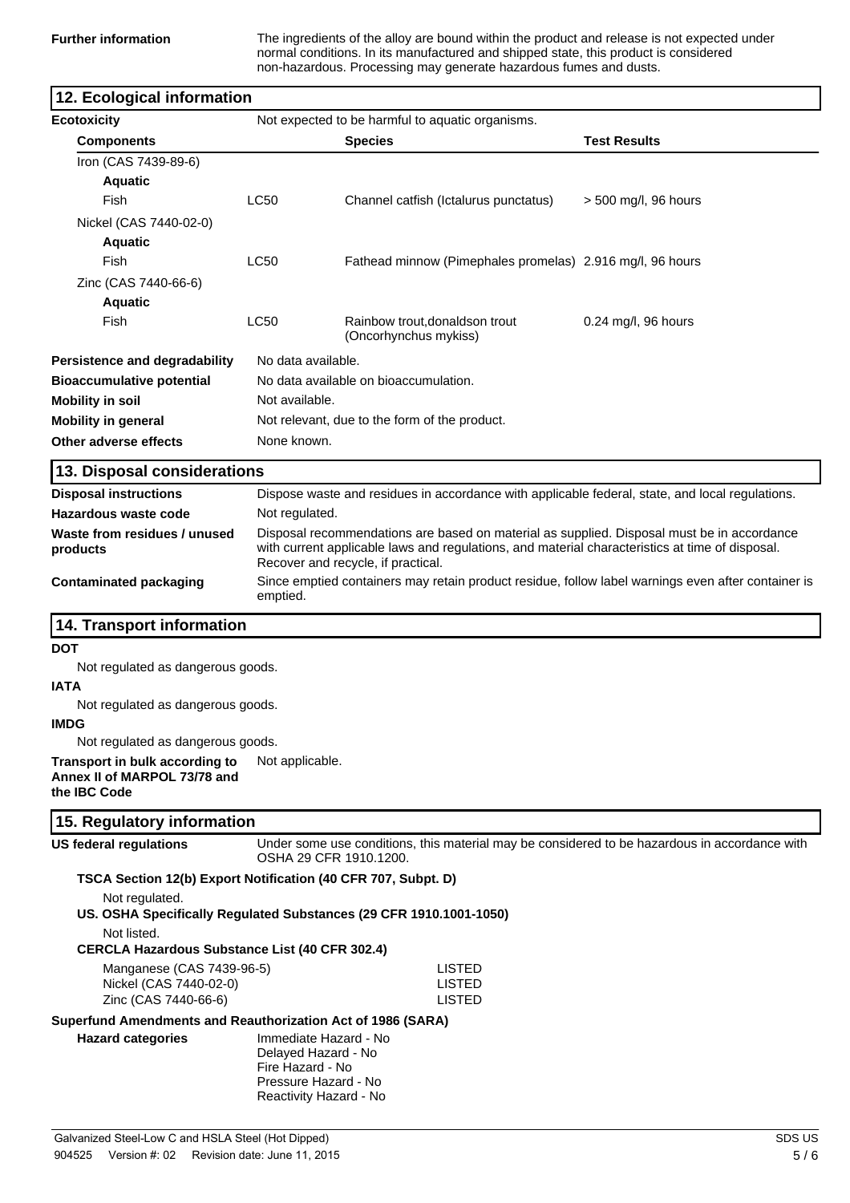**Further information** The ingredients of the alloy are bound within the product and release is not expected under normal conditions. In its manufactured and shipped state, this product is considered non-hazardous. Processing may generate hazardous fumes and dusts.

## 12. Ecological information

**Ecotoxicity** Not expected to be harmful to aquatic organisms.

| Components | | Species | Test Results |
|---|---|---|---|
| Iron (CAS 7439-89-6) | | | |
| **Aquatic** | | | |
| Fish | LC50 | Channel catfish (Ictalurus punctatus) | > 500 mg/l, 96 hours |
| Nickel (CAS 7440-02-0) | | | |
| **Aquatic** | | | |
| Fish | LC50 | Fathead minnow (Pimephales promelas) | 2.916 mg/l, 96 hours |
| Zinc (CAS 7440-66-6) | | | |
| **Aquatic** | | | |
| Fish | LC50 | Rainbow trout,donaldson trout (Oncorhynchus mykiss) | 0.24 mg/l, 96 hours |

**Persistence and degradability** No data available.

**Bioaccumulative potential** No data available on bioaccumulation.

**Mobility in soil** Not available.

**Mobility in general** Not relevant, due to the form of the product.

**Other adverse effects** None known.

## 13. Disposal considerations

**Disposal instructions** Dispose waste and residues in accordance with applicable federal, state, and local regulations.

**Hazardous waste code** Not regulated.

**Waste from residues / unused products** Disposal recommendations are based on material as supplied. Disposal must be in accordance with current applicable laws and regulations, and material characteristics at time of disposal. Recover and recycle, if practical.

**Contaminated packaging** Since emptied containers may retain product residue, follow label warnings even after container is emptied.

## 14. Transport information

**DOT**

Not regulated as dangerous goods.

**IATA**

Not regulated as dangerous goods.

**IMDG**

Not regulated as dangerous goods.

**Transport in bulk according to Annex II of MARPOL 73/78 and the IBC Code** Not applicable.

## 15. Regulatory information

**US federal regulations** Under some use conditions, this material may be considered to be hazardous in accordance with OSHA 29 CFR 1910.1200.

**TSCA Section 12(b) Export Notification (40 CFR 707, Subpt. D)**

Not regulated.

**US. OSHA Specifically Regulated Substances (29 CFR 1910.1001-1050)**

Not listed.

**CERCLA Hazardous Substance List (40 CFR 302.4)**

| | |
|---|---|
| Manganese (CAS 7439-96-5) | LISTED |
| Nickel (CAS 7440-02-0) | LISTED |
| Zinc (CAS 7440-66-6) | LISTED |

**Superfund Amendments and Reauthorization Act of 1986 (SARA)**

**Hazard categories**

Immediate Hazard - No
Delayed Hazard - No
Fire Hazard - No
Pressure Hazard - No
Reactivity Hazard - No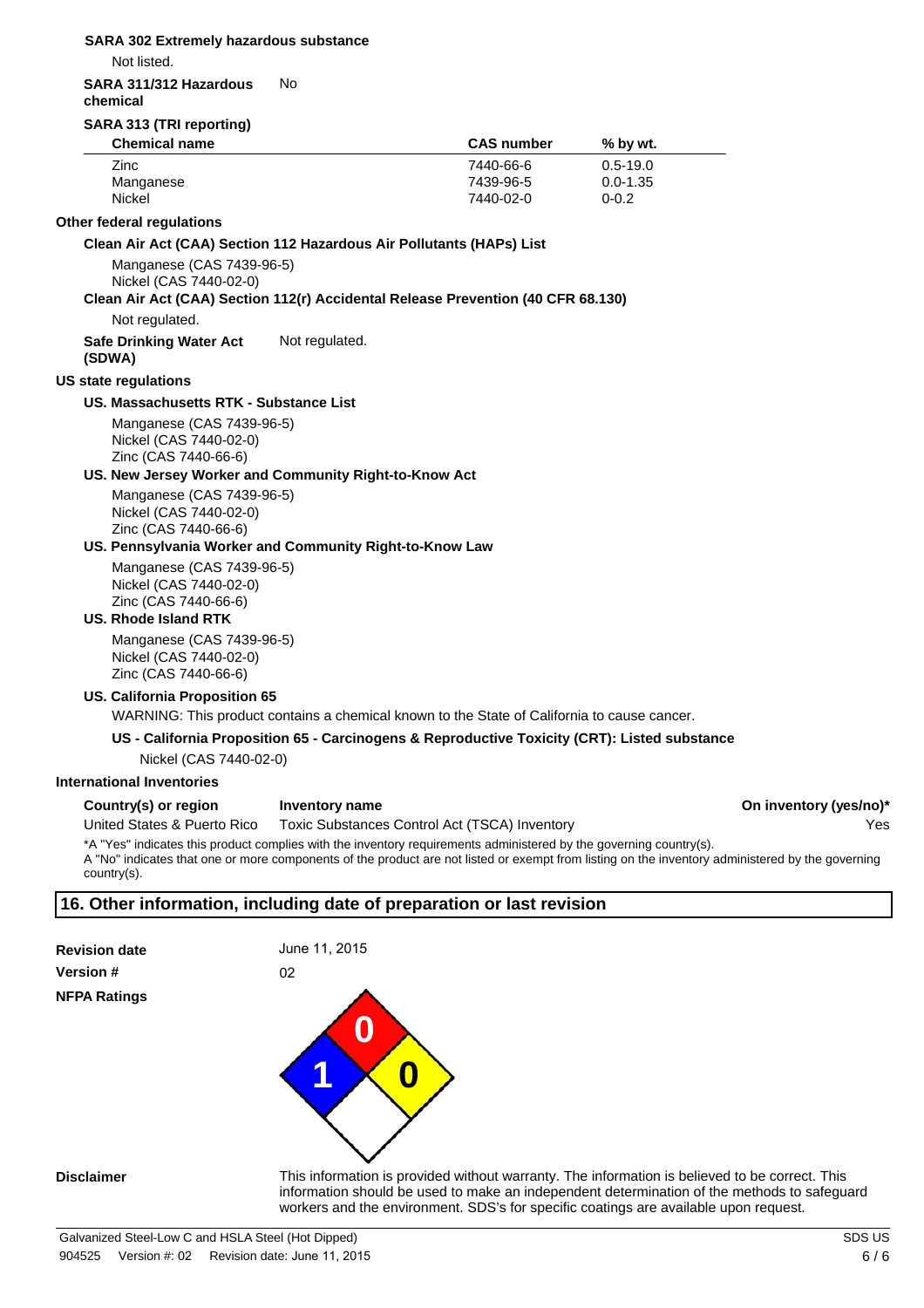**SARA 302 Extremely hazardous substance**

Not listed.

**SARA 311/312 Hazardous chemical** No

**SARA 313 (TRI reporting)**

| Chemical name | CAS number | % by wt. |
|---|---|---|
| Zinc | 7440-66-6 | 0.5-19.0 |
| Manganese | 7439-96-5 | 0.0-1.35 |
| Nickel | 7440-02-0 | 0-0.2 |

**Other federal regulations**

**Clean Air Act (CAA) Section 112 Hazardous Air Pollutants (HAPs) List**

Manganese (CAS 7439-96-5)
Nickel (CAS 7440-02-0)

**Clean Air Act (CAA) Section 112(r) Accidental Release Prevention (40 CFR 68.130)**

Not regulated.

**Safe Drinking Water Act (SDWA)** Not regulated.

**US state regulations**

**US. Massachusetts RTK - Substance List**

Manganese (CAS 7439-96-5)
Nickel (CAS 7440-02-0)
Zinc (CAS 7440-66-6)

**US. New Jersey Worker and Community Right-to-Know Act**

Manganese (CAS 7439-96-5)
Nickel (CAS 7440-02-0)
Zinc (CAS 7440-66-6)

**US. Pennsylvania Worker and Community Right-to-Know Law**

Manganese (CAS 7439-96-5)
Nickel (CAS 7440-02-0)
Zinc (CAS 7440-66-6)

**US. Rhode Island RTK**

Manganese (CAS 7439-96-5)
Nickel (CAS 7440-02-0)
Zinc (CAS 7440-66-6)

**US. California Proposition 65**

WARNING: This product contains a chemical known to the State of California to cause cancer.

**US - California Proposition 65 - Carcinogens & Reproductive Toxicity (CRT): Listed substance**

Nickel (CAS 7440-02-0)

**International Inventories**

| Country(s) or region | Inventory name | On inventory (yes/no)* |
|---|---|---|
| United States & Puerto Rico | Toxic Substances Control Act (TSCA) Inventory | Yes |

*A "Yes" indicates this product complies with the inventory requirements administered by the governing country(s).
A "No" indicates that one or more components of the product are not listed or exempt from listing on the inventory administered by the governing country(s).

## 16. Other information, including date of preparation or last revision

**Revision date** June 11, 2015

**Version #** 02

**NFPA Ratings**

0
1
0

**Disclaimer** This information is provided without warranty. The information is believed to be correct. This information should be used to make an independent determination of the methods to safeguard workers and the environment. SDS's for specific coatings are available upon request.